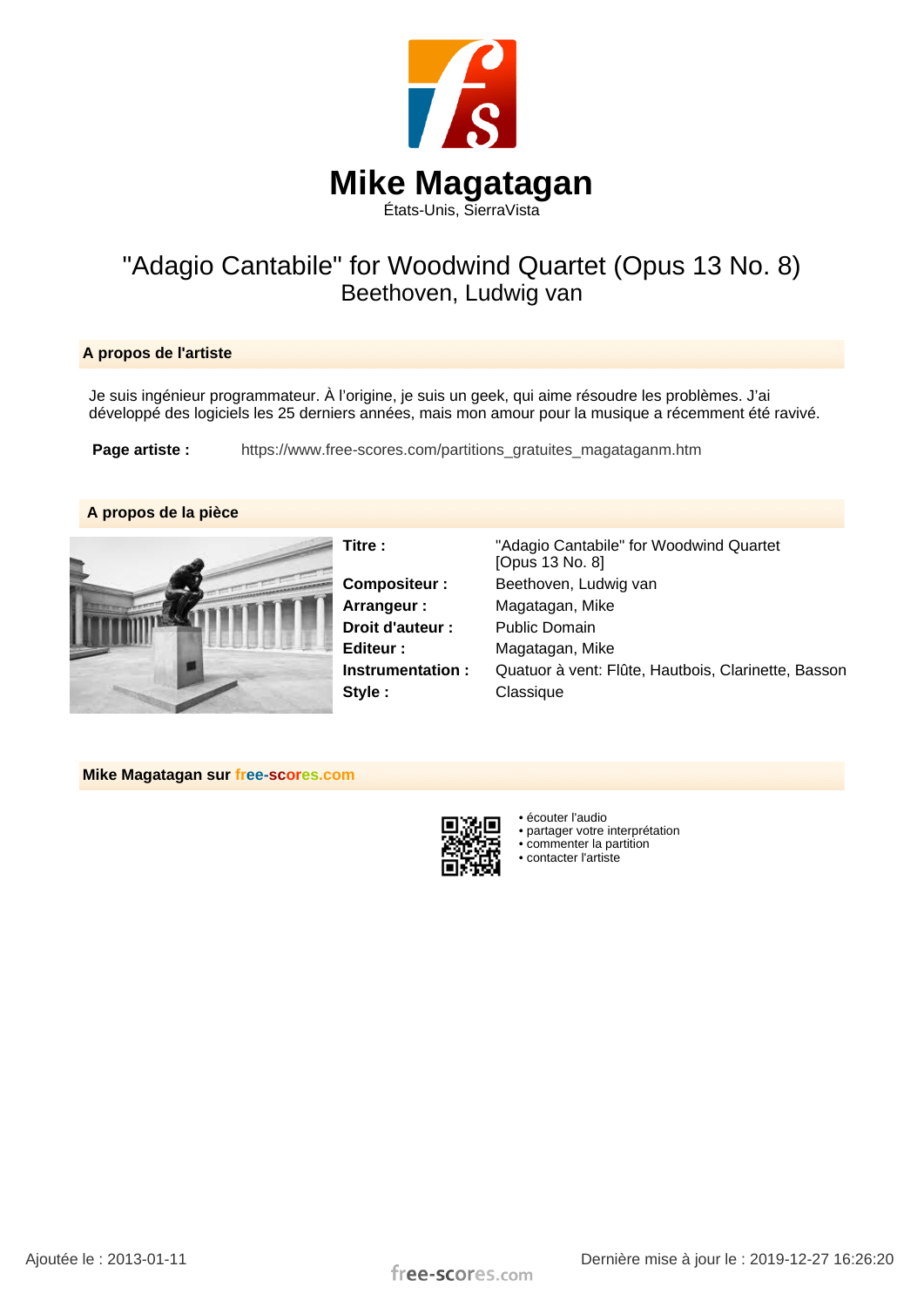# Mike Magatagan

États-Unis, SierraVista

## "Adagio Cantabile" for Woodwind Quartet (Opus 13 No. 8)

Beethoven, Ludwig van

### A propos de l'artiste

Je suis ingénieur programmateur. À l'origine, je suis un geek, qui aime résoudre les problèmes. J'ai développé des logiciels les 25 derniers années, mais mon amour pour la musique a récemment été ravivé.

**Page artiste :** https://www.free-scores.com/partitions_gratuites_magataganm.htm

### A propos de la pièce

| | |
|---|---|
| **Titre :** | "Adagio Cantabile" for Woodwind Quartet [Opus 13 No. 8] |
| **Compositeur :** | Beethoven, Ludwig van |
| **Arrangeur :** | Magatagan, Mike |
| **Droit d'auteur :** | Public Domain |
| **Editeur :** | Magatagan, Mike |
| **Instrumentation :** | Quatuor à vent: Flûte, Hautbois, Clarinette, Basson |
| **Style :** | Classique |

### Mike Magatagan sur free-scores.com

- écouter l'audio
- partager votre interprétation
- commenter la partition
- contacter l'artiste

Ajoutée le : 2013-01-11

Dernière mise à jour le : 2019-12-27 16:26:20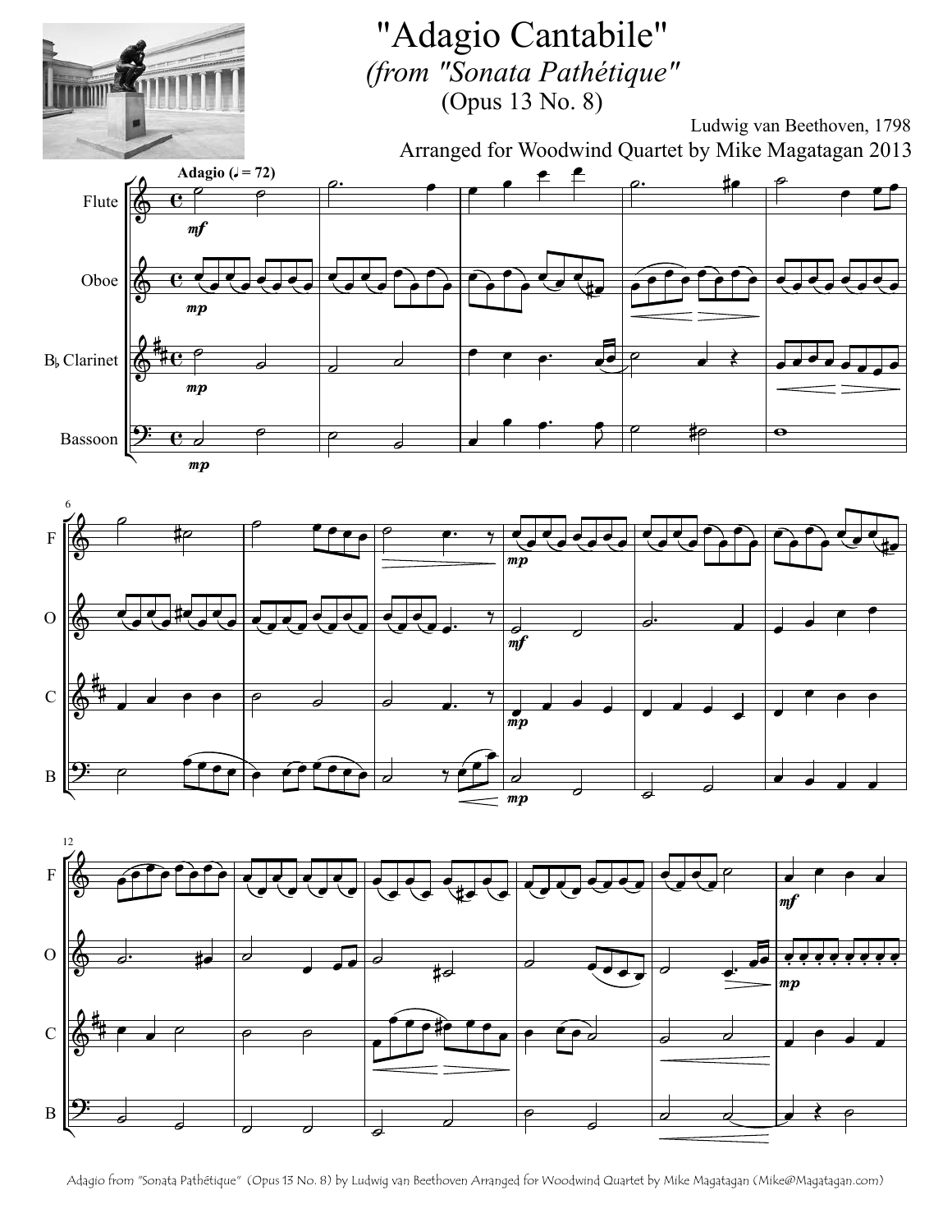# "Adagio Cantabile"

*(from "Sonata Pathétique"*

(Opus 13 No. 8)

Ludwig van Beethoven, 1798

Arranged for Woodwind Quartet by Mike Magatagan 2013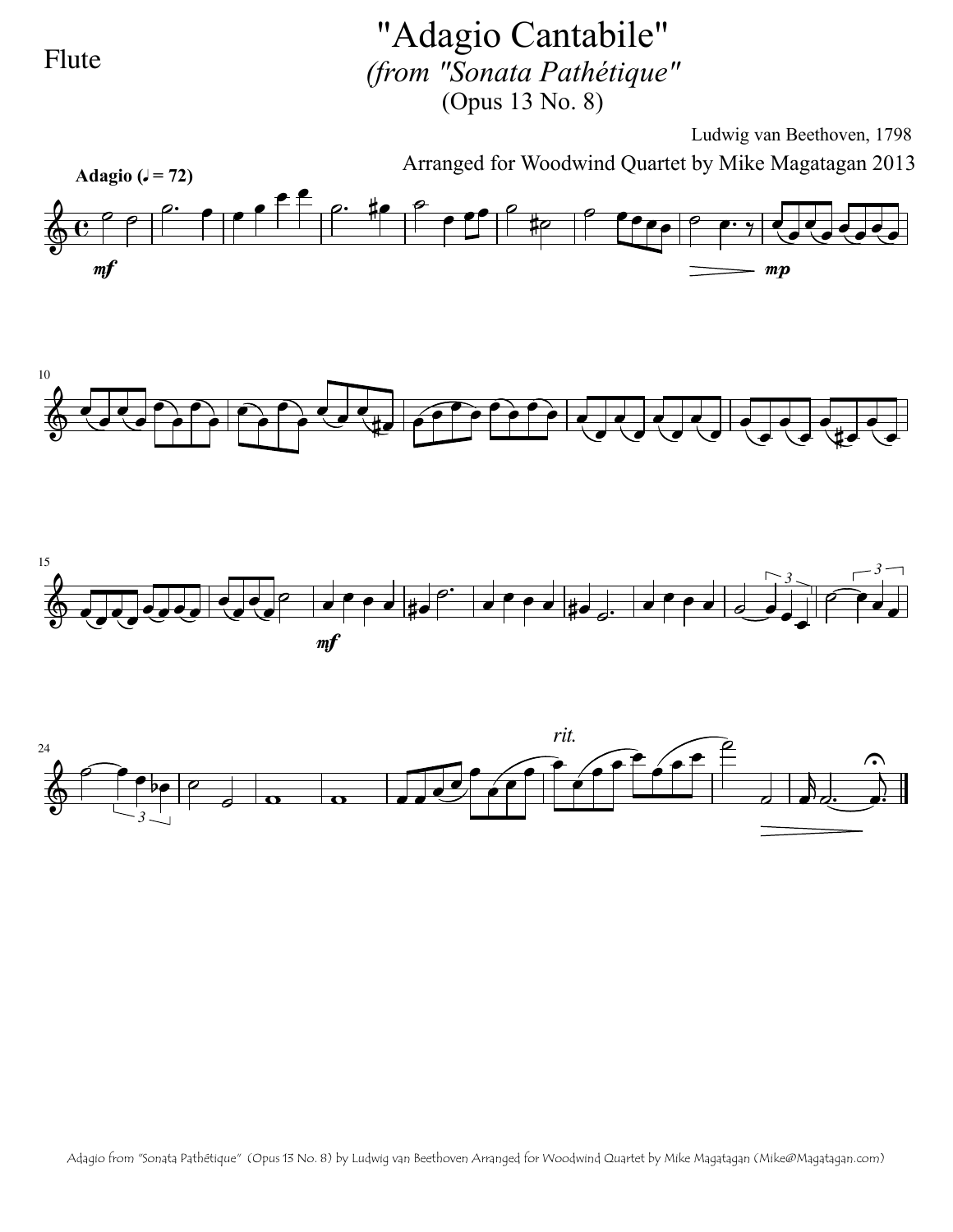Flute

# "Adagio Cantabile"

## *(from "Sonata Pathétique"*

(Opus 13 No. 8)

Ludwig van Beethoven, 1798

Arranged for Woodwind Quartet by Mike Magatagan 2013

**Adagio (♩ = 72)**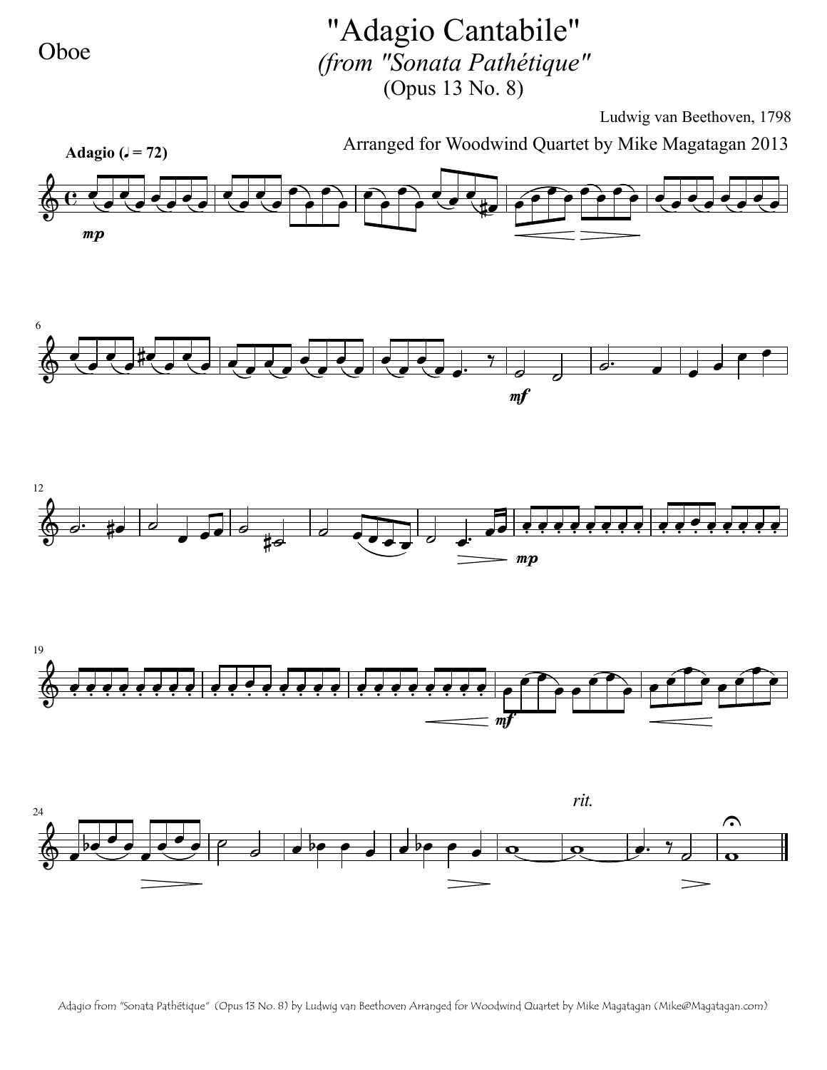Oboe

# "Adagio Cantabile"

*(from "Sonata Pathétique"*

(Opus 13 No. 8)

Ludwig van Beethoven, 1798

Arranged for Woodwind Quartet by Mike Magatagan 2013

**Adagio (♩ = 72)**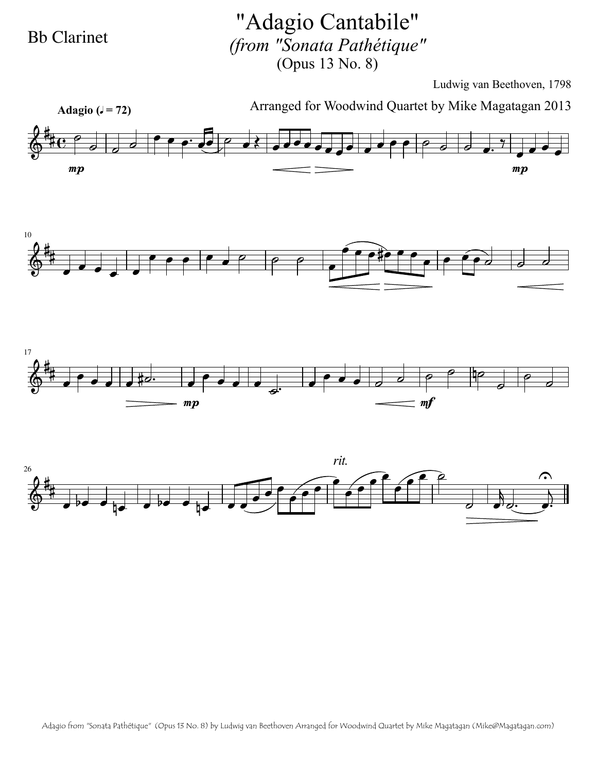Bb Clarinet

# "Adagio Cantabile"

*(from "Sonata Pathétique"*

(Opus 13 No. 8)

Ludwig van Beethoven, 1798

Arranged for Woodwind Quartet by Mike Magatagan 2013

**Adagio (♩ = 72)**

Adagio from "Sonata Pathétique" (Opus 13 No. 8) by Ludwig van Beethoven Arranged for Woodwind Quartet by Mike Magatagan (Mike@Magatagan.com)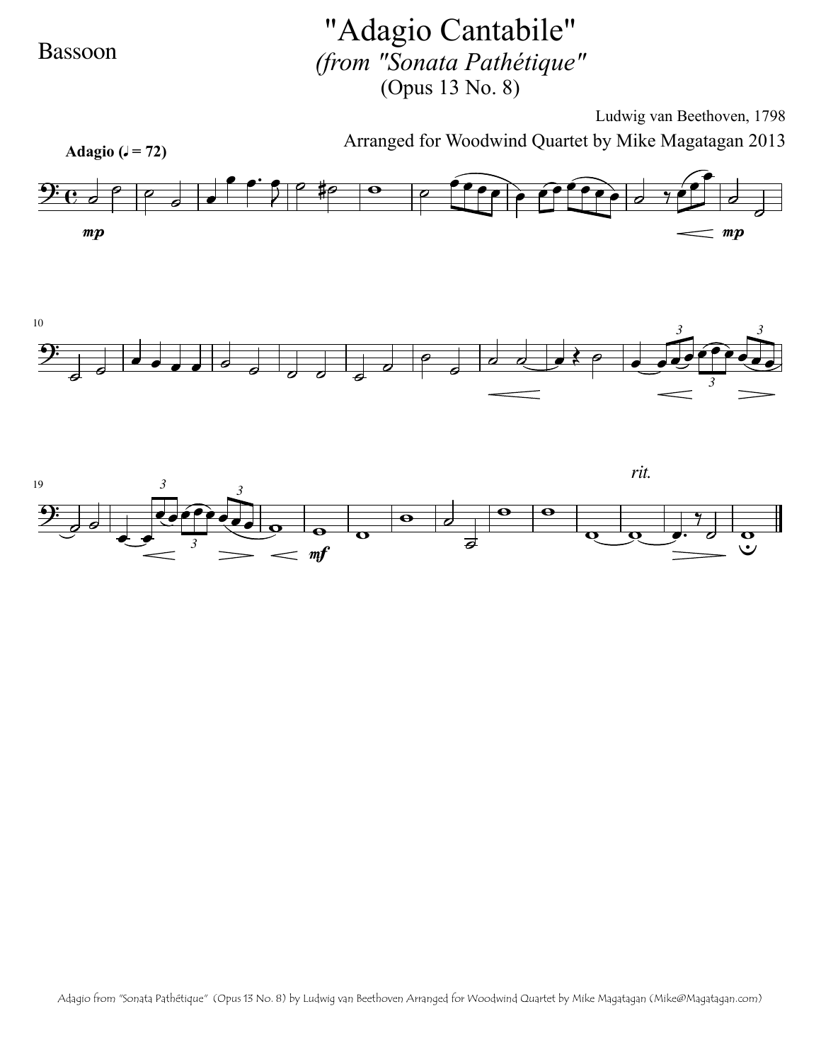Bassoon

# "Adagio Cantabile"

*(from "Sonata Pathétique"*

(Opus 13 No. 8)

Ludwig van Beethoven, 1798

Arranged for Woodwind Quartet by Mike Magatagan 2013

**Adagio (♩ = 72)**

Adagio from "Sonata Pathétique" (Opus 13 No. 8) by Ludwig van Beethoven Arranged for Woodwind Quartet by Mike Magatagan (Mike@Magatagan.com)